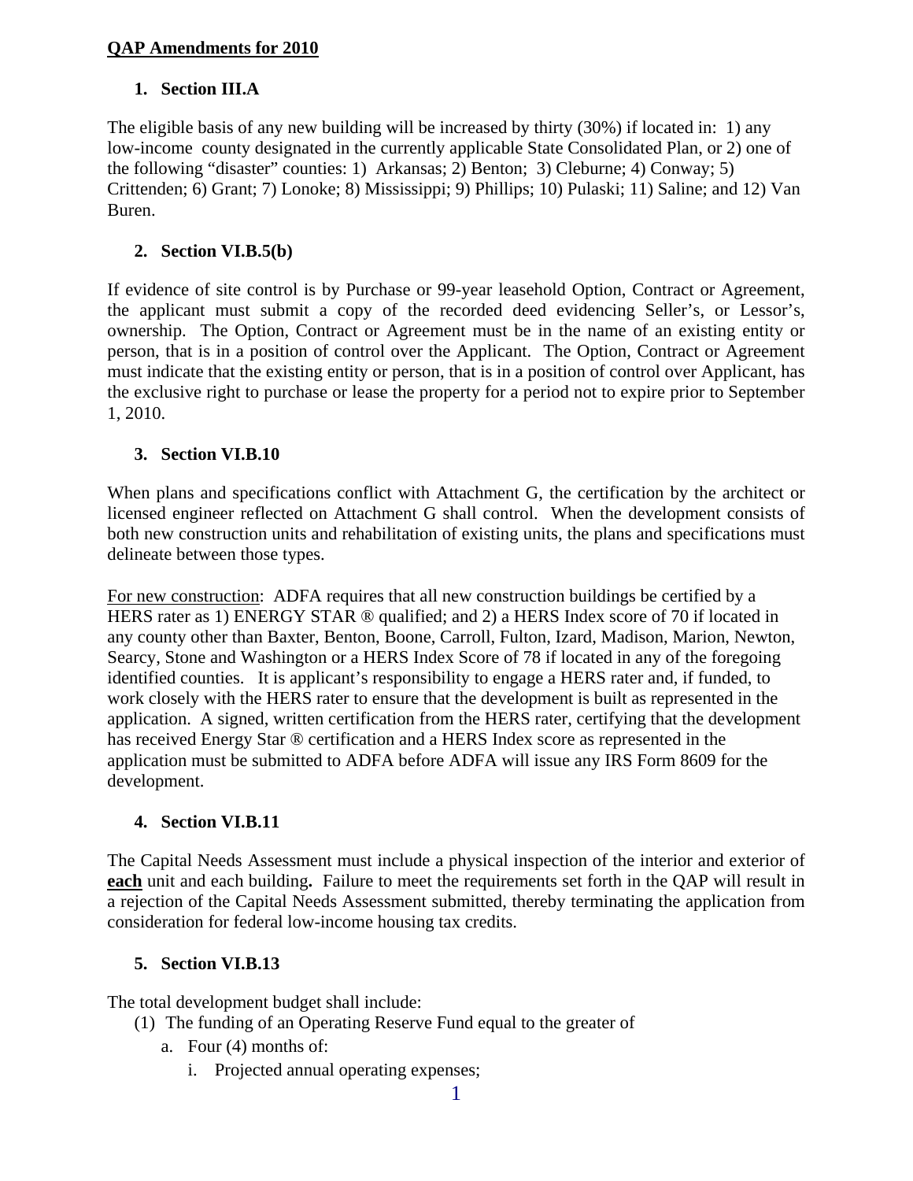**QAP Amendments for 2010**

1. **Section III.A**

The eligible basis of any new building will be increased by thirty (30%) if located in: 1) any low-income county designated in the currently applicable State Consolidated Plan, or 2) one of the following "disaster" counties: 1) Arkansas; 2) Benton; 3) Cleburne; 4) Conway; 5) Crittenden; 6) Grant; 7) Lonoke; 8) Mississippi; 9) Phillips; 10) Pulaski; 11) Saline; and 12) Van Buren.

2. **Section VI.B.5(b)**

If evidence of site control is by Purchase or 99-year leasehold Option, Contract or Agreement, the applicant must submit a copy of the recorded deed evidencing Seller's, or Lessor's, ownership. The Option, Contract or Agreement must be in the name of an existing entity or person, that is in a position of control over the Applicant. The Option, Contract or Agreement must indicate that the existing entity or person, that is in a position of control over Applicant, has the exclusive right to purchase or lease the property for a period not to expire prior to September 1, 2010.

3. **Section VI.B.10**

When plans and specifications conflict with Attachment G, the certification by the architect or licensed engineer reflected on Attachment G shall control. When the development consists of both new construction units and rehabilitation of existing units, the plans and specifications must delineate between those types.

For new construction: ADFA requires that all new construction buildings be certified by a HERS rater as 1) ENERGY STAR ® qualified; and 2) a HERS Index score of 70 if located in any county other than Baxter, Benton, Boone, Carroll, Fulton, Izard, Madison, Marion, Newton, Searcy, Stone and Washington or a HERS Index Score of 78 if located in any of the foregoing identified counties. It is applicant's responsibility to engage a HERS rater and, if funded, to work closely with the HERS rater to ensure that the development is built as represented in the application. A signed, written certification from the HERS rater, certifying that the development has received Energy Star ® certification and a HERS Index score as represented in the application must be submitted to ADFA before ADFA will issue any IRS Form 8609 for the development.

4. **Section VI.B.11**

The Capital Needs Assessment must include a physical inspection of the interior and exterior of **each** unit and each building**.** Failure to meet the requirements set forth in the QAP will result in a rejection of the Capital Needs Assessment submitted, thereby terminating the application from consideration for federal low-income housing tax credits.

5. **Section VI.B.13**

The total development budget shall include:

(1) The funding of an Operating Reserve Fund equal to the greater of
   a. Four (4) months of:
      i. Projected annual operating expenses;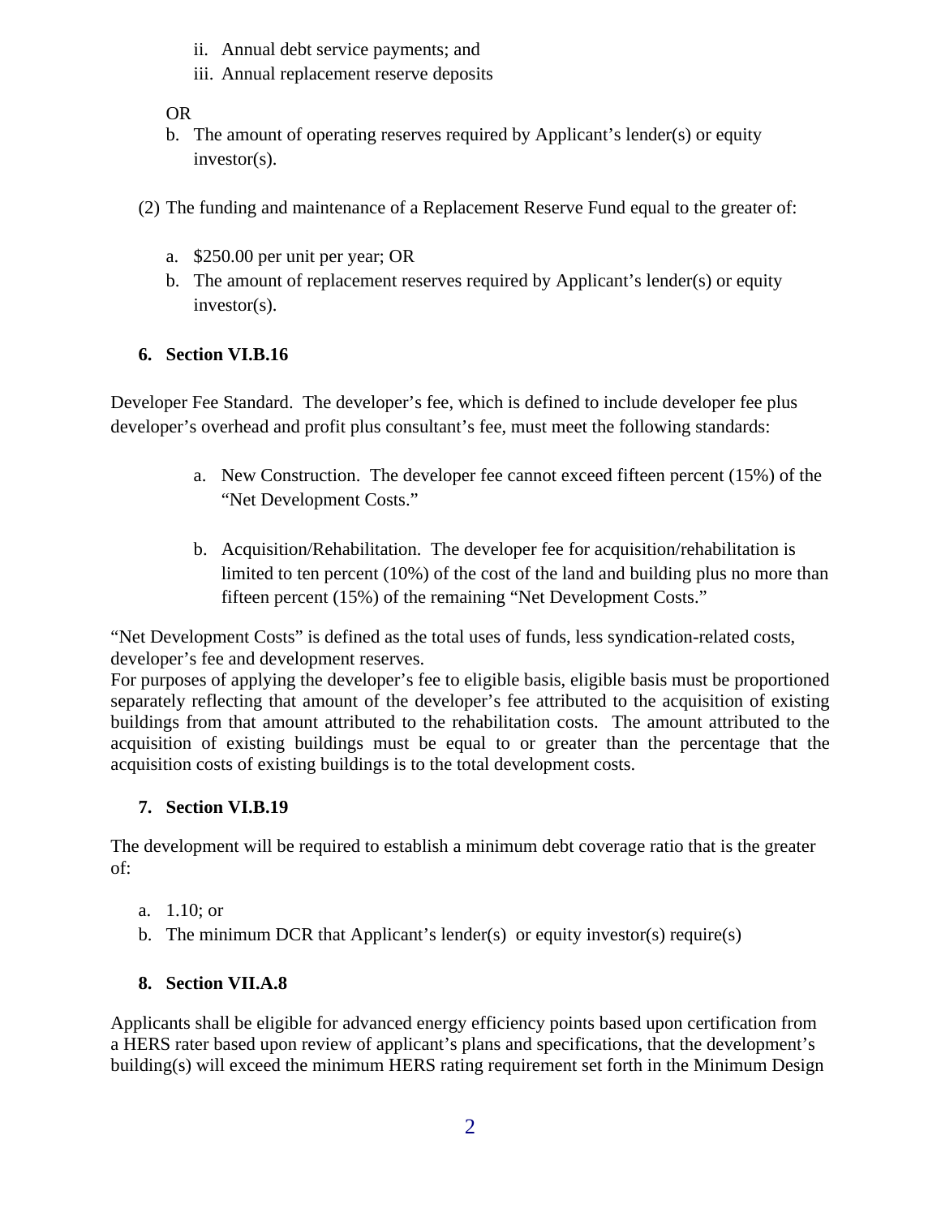ii. Annual debt service payments; and
   iii. Annual replacement reserve deposits

   OR

   b. The amount of operating reserves required by Applicant's lender(s) or equity investor(s).

(2) The funding and maintenance of a Replacement Reserve Fund equal to the greater of:

   a. $250.00 per unit per year; OR
   b. The amount of replacement reserves required by Applicant's lender(s) or equity investor(s).

**6. Section VI.B.16**

Developer Fee Standard. The developer's fee, which is defined to include developer fee plus developer's overhead and profit plus consultant's fee, must meet the following standards:

   a. New Construction. The developer fee cannot exceed fifteen percent (15%) of the "Net Development Costs."

   b. Acquisition/Rehabilitation. The developer fee for acquisition/rehabilitation is limited to ten percent (10%) of the cost of the land and building plus no more than fifteen percent (15%) of the remaining "Net Development Costs."

"Net Development Costs" is defined as the total uses of funds, less syndication-related costs, developer's fee and development reserves.
For purposes of applying the developer's fee to eligible basis, eligible basis must be proportioned separately reflecting that amount of the developer's fee attributed to the acquisition of existing buildings from that amount attributed to the rehabilitation costs. The amount attributed to the acquisition of existing buildings must be equal to or greater than the percentage that the acquisition costs of existing buildings is to the total development costs.

**7. Section VI.B.19**

The development will be required to establish a minimum debt coverage ratio that is the greater of:

   a. 1.10; or
   b. The minimum DCR that Applicant's lender(s) or equity investor(s) require(s)

**8. Section VII.A.8**

Applicants shall be eligible for advanced energy efficiency points based upon certification from a HERS rater based upon review of applicant's plans and specifications, that the development's building(s) will exceed the minimum HERS rating requirement set forth in the Minimum Design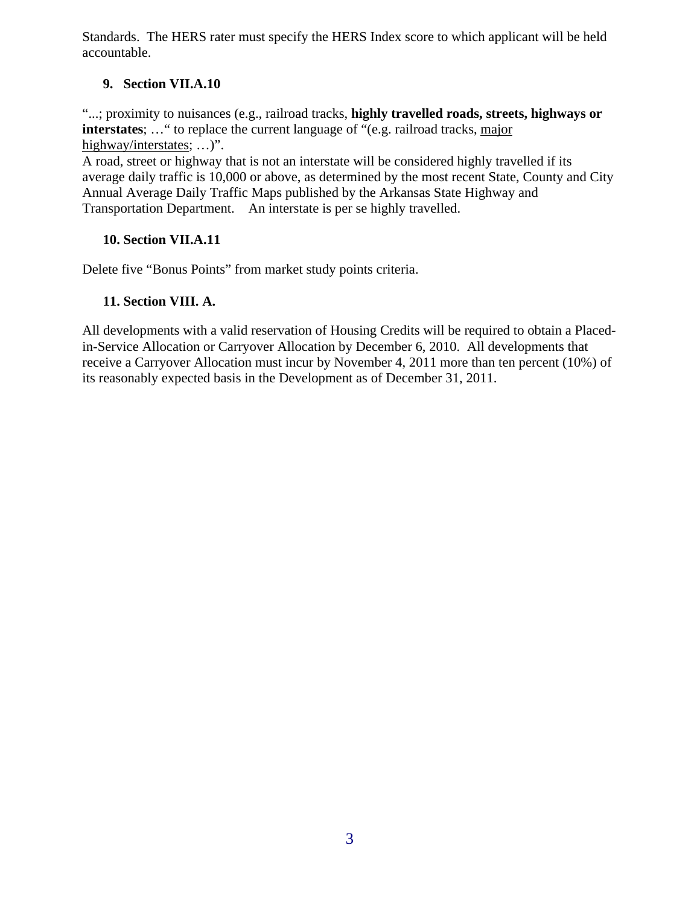Standards. The HERS rater must specify the HERS Index score to which applicant will be held accountable.

### 9. Section VII.A.10

"...; proximity to nuisances (e.g., railroad tracks, **highly travelled roads, streets, highways or interstates**; …" to replace the current language of "(e.g. railroad tracks, <u>major highway/interstates</u>; …)".
A road, street or highway that is not an interstate will be considered highly travelled if its average daily traffic is 10,000 or above, as determined by the most recent State, County and City Annual Average Daily Traffic Maps published by the Arkansas State Highway and Transportation Department. An interstate is per se highly travelled.

### 10. Section VII.A.11

Delete five "Bonus Points" from market study points criteria.

### 11. Section VIII. A.

All developments with a valid reservation of Housing Credits will be required to obtain a Placed-in-Service Allocation or Carryover Allocation by December 6, 2010. All developments that receive a Carryover Allocation must incur by November 4, 2011 more than ten percent (10%) of its reasonably expected basis in the Development as of December 31, 2011.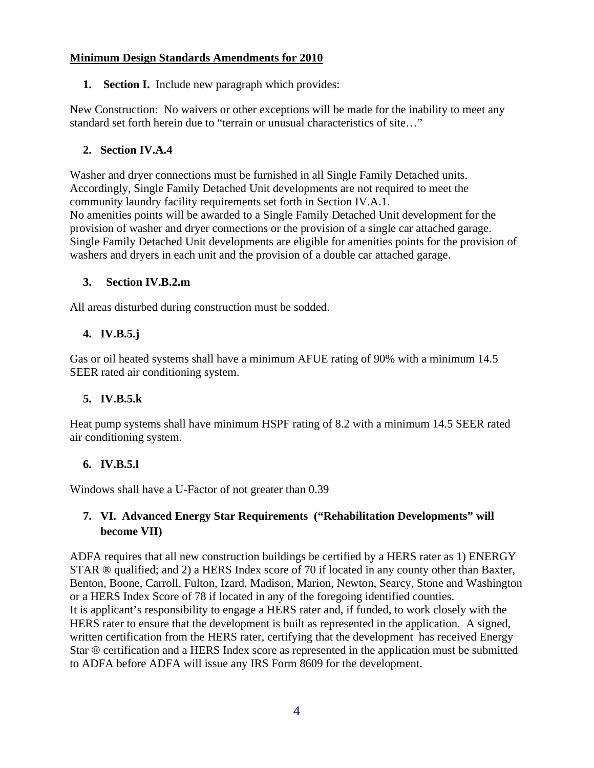**Minimum Design Standards Amendments for 2010**

1. **Section I.** Include new paragraph which provides:

New Construction: No waivers or other exceptions will be made for the inability to meet any standard set forth herein due to "terrain or unusual characteristics of site…"

2. **Section IV.A.4**

Washer and dryer connections must be furnished in all Single Family Detached units. Accordingly, Single Family Detached Unit developments are not required to meet the community laundry facility requirements set forth in Section IV.A.1.
No amenities points will be awarded to a Single Family Detached Unit development for the provision of washer and dryer connections or the provision of a single car attached garage. Single Family Detached Unit developments are eligible for amenities points for the provision of washers and dryers in each unit and the provision of a double car attached garage.

3. **Section IV.B.2.m**

All areas disturbed during construction must be sodded.

4. **IV.B.5.j**

Gas or oil heated systems shall have a minimum AFUE rating of 90% with a minimum 14.5 SEER rated air conditioning system.

5. **IV.B.5.k**

Heat pump systems shall have minimum HSPF rating of 8.2 with a minimum 14.5 SEER rated air conditioning system.

6. **IV.B.5.l**

Windows shall have a U-Factor of not greater than 0.39

7. **VI. Advanced Energy Star Requirements ("Rehabilitation Developments" will become VII)**

ADFA requires that all new construction buildings be certified by a HERS rater as 1) ENERGY STAR ® qualified; and 2) a HERS Index score of 70 if located in any county other than Baxter, Benton, Boone, Carroll, Fulton, Izard, Madison, Marion, Newton, Searcy, Stone and Washington or a HERS Index Score of 78 if located in any of the foregoing identified counties.
It is applicant's responsibility to engage a HERS rater and, if funded, to work closely with the HERS rater to ensure that the development is built as represented in the application. A signed, written certification from the HERS rater, certifying that the development has received Energy Star ® certification and a HERS Index score as represented in the application must be submitted to ADFA before ADFA will issue any IRS Form 8609 for the development.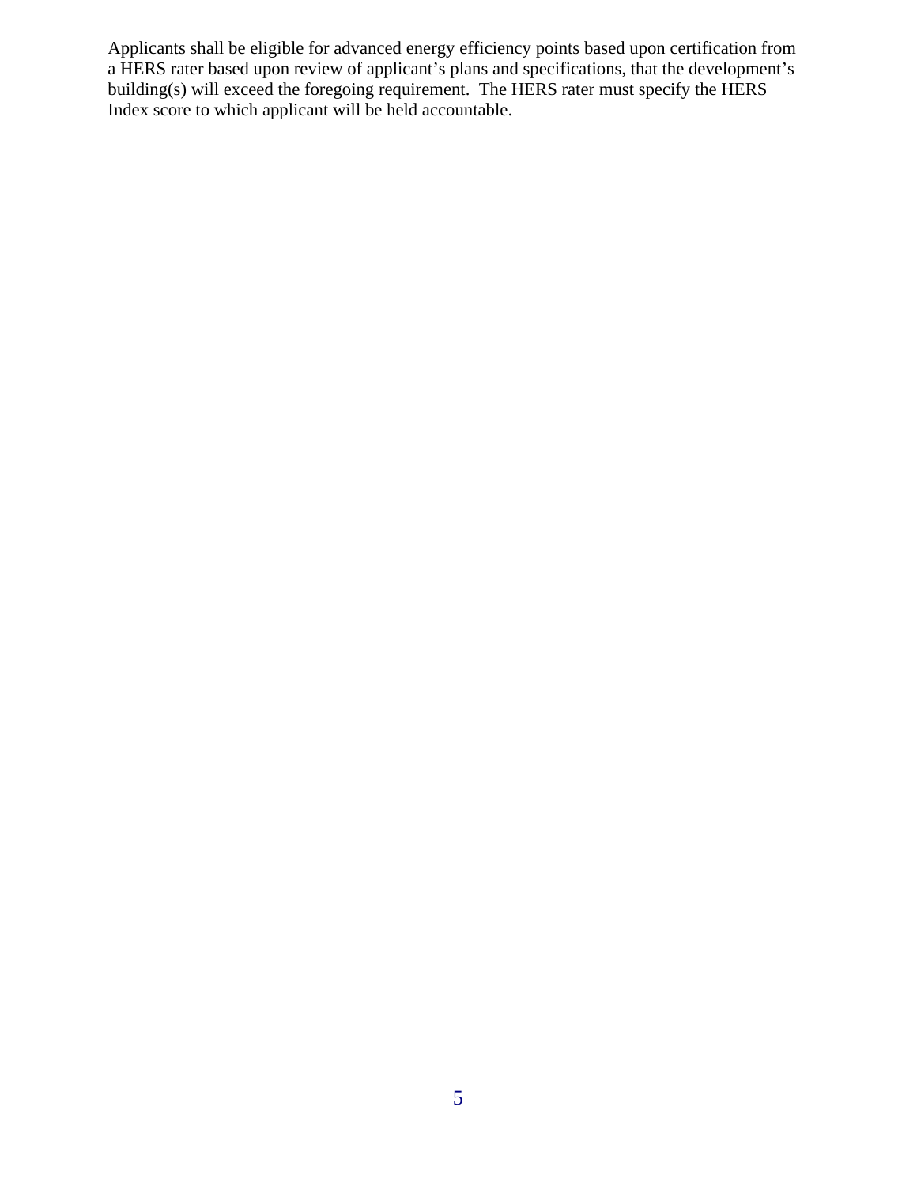Applicants shall be eligible for advanced energy efficiency points based upon certification from a HERS rater based upon review of applicant's plans and specifications, that the development's building(s) will exceed the foregoing requirement. The HERS rater must specify the HERS Index score to which applicant will be held accountable.